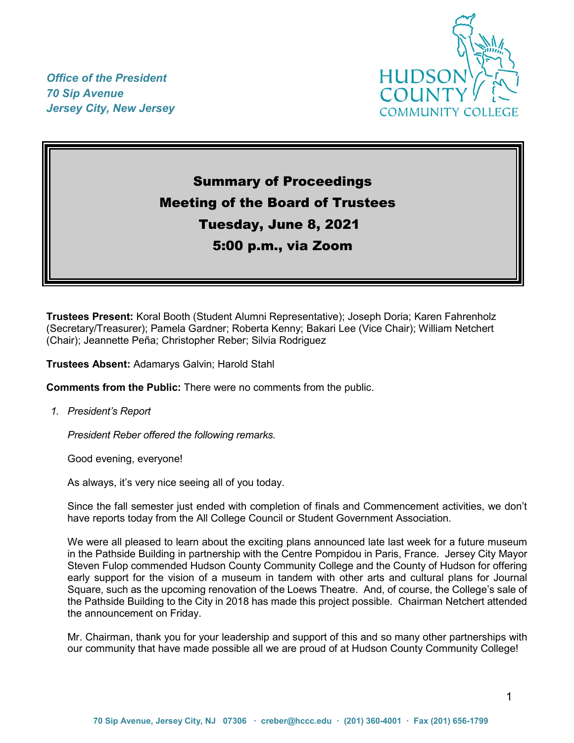*Office of the President*
*70 Sip Avenue*
*Jersey City, New Jersey*

HUDSON COUNTY COMMUNITY COLLEGE

# Summary of Proceedings
# Meeting of the Board of Trustees
# Tuesday, June 8, 2021
# 5:00 p.m., via Zoom

**Trustees Present:** Koral Booth (Student Alumni Representative); Joseph Doria; Karen Fahrenholz (Secretary/Treasurer); Pamela Gardner; Roberta Kenny; Bakari Lee (Vice Chair); William Netchert (Chair); Jeannette Peña; Christopher Reber; Silvia Rodriguez

**Trustees Absent:** Adamarys Galvin; Harold Stahl

**Comments from the Public:** There were no comments from the public.

1. *President's Report*

   *President Reber offered the following remarks.*

   Good evening, everyone!

   As always, it's very nice seeing all of you today.

   Since the fall semester just ended with completion of finals and Commencement activities, we don't have reports today from the All College Council or Student Government Association.

   We were all pleased to learn about the exciting plans announced late last week for a future museum in the Pathside Building in partnership with the Centre Pompidou in Paris, France. Jersey City Mayor Steven Fulop commended Hudson County Community College and the County of Hudson for offering early support for the vision of a museum in tandem with other arts and cultural plans for Journal Square, such as the upcoming renovation of the Loews Theatre. And, of course, the College's sale of the Pathside Building to the City in 2018 has made this project possible. Chairman Netchert attended the announcement on Friday.

   Mr. Chairman, thank you for your leadership and support of this and so many other partnerships with our community that have made possible all we are proud of at Hudson County Community College!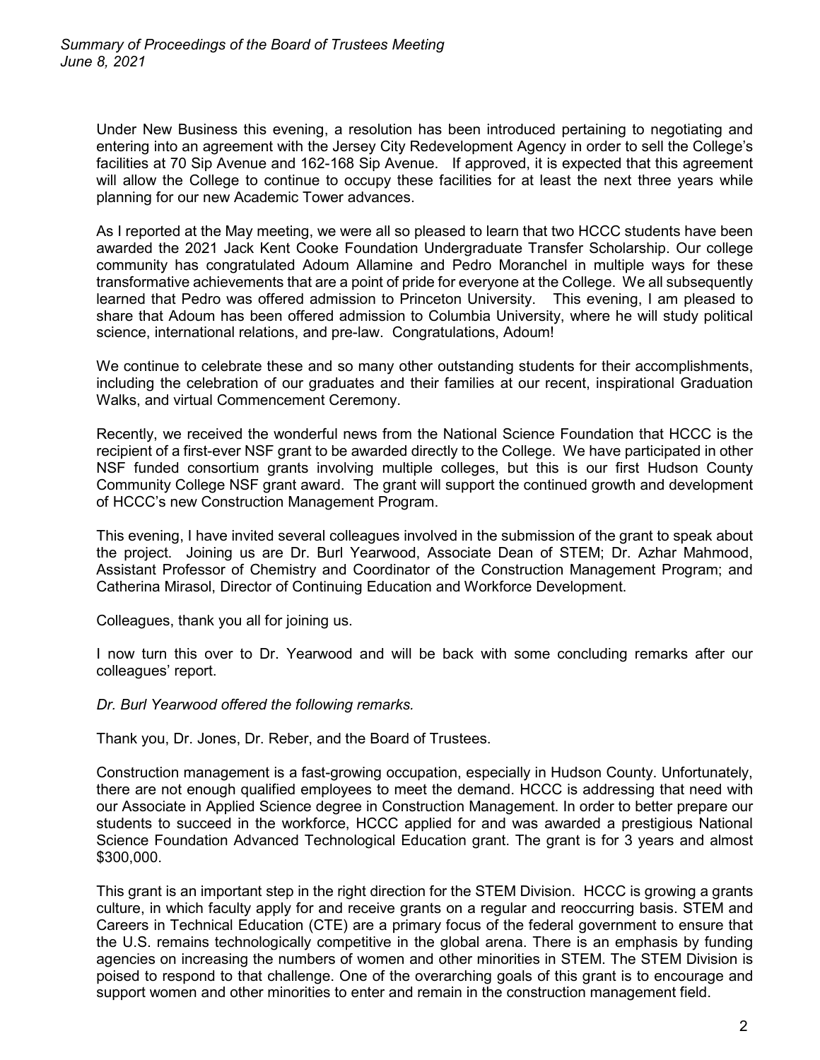Under New Business this evening, a resolution has been introduced pertaining to negotiating and entering into an agreement with the Jersey City Redevelopment Agency in order to sell the College's facilities at 70 Sip Avenue and 162-168 Sip Avenue. If approved, it is expected that this agreement will allow the College to continue to occupy these facilities for at least the next three years while planning for our new Academic Tower advances.

As I reported at the May meeting, we were all so pleased to learn that two HCCC students have been awarded the 2021 Jack Kent Cooke Foundation Undergraduate Transfer Scholarship. Our college community has congratulated Adoum Allamine and Pedro Moranchel in multiple ways for these transformative achievements that are a point of pride for everyone at the College. We all subsequently learned that Pedro was offered admission to Princeton University. This evening, I am pleased to share that Adoum has been offered admission to Columbia University, where he will study political science, international relations, and pre-law. Congratulations, Adoum!

We continue to celebrate these and so many other outstanding students for their accomplishments, including the celebration of our graduates and their families at our recent, inspirational Graduation Walks, and virtual Commencement Ceremony.

Recently, we received the wonderful news from the National Science Foundation that HCCC is the recipient of a first-ever NSF grant to be awarded directly to the College. We have participated in other NSF funded consortium grants involving multiple colleges, but this is our first Hudson County Community College NSF grant award. The grant will support the continued growth and development of HCCC's new Construction Management Program.

This evening, I have invited several colleagues involved in the submission of the grant to speak about the project. Joining us are Dr. Burl Yearwood, Associate Dean of STEM; Dr. Azhar Mahmood, Assistant Professor of Chemistry and Coordinator of the Construction Management Program; and Catherina Mirasol, Director of Continuing Education and Workforce Development.

Colleagues, thank you all for joining us.

I now turn this over to Dr. Yearwood and will be back with some concluding remarks after our colleagues' report.

*Dr. Burl Yearwood offered the following remarks.*

Thank you, Dr. Jones, Dr. Reber, and the Board of Trustees.

Construction management is a fast-growing occupation, especially in Hudson County. Unfortunately, there are not enough qualified employees to meet the demand. HCCC is addressing that need with our Associate in Applied Science degree in Construction Management. In order to better prepare our students to succeed in the workforce, HCCC applied for and was awarded a prestigious National Science Foundation Advanced Technological Education grant. The grant is for 3 years and almost $300,000.

This grant is an important step in the right direction for the STEM Division. HCCC is growing a grants culture, in which faculty apply for and receive grants on a regular and reoccurring basis. STEM and Careers in Technical Education (CTE) are a primary focus of the federal government to ensure that the U.S. remains technologically competitive in the global arena. There is an emphasis by funding agencies on increasing the numbers of women and other minorities in STEM. The STEM Division is poised to respond to that challenge. One of the overarching goals of this grant is to encourage and support women and other minorities to enter and remain in the construction management field.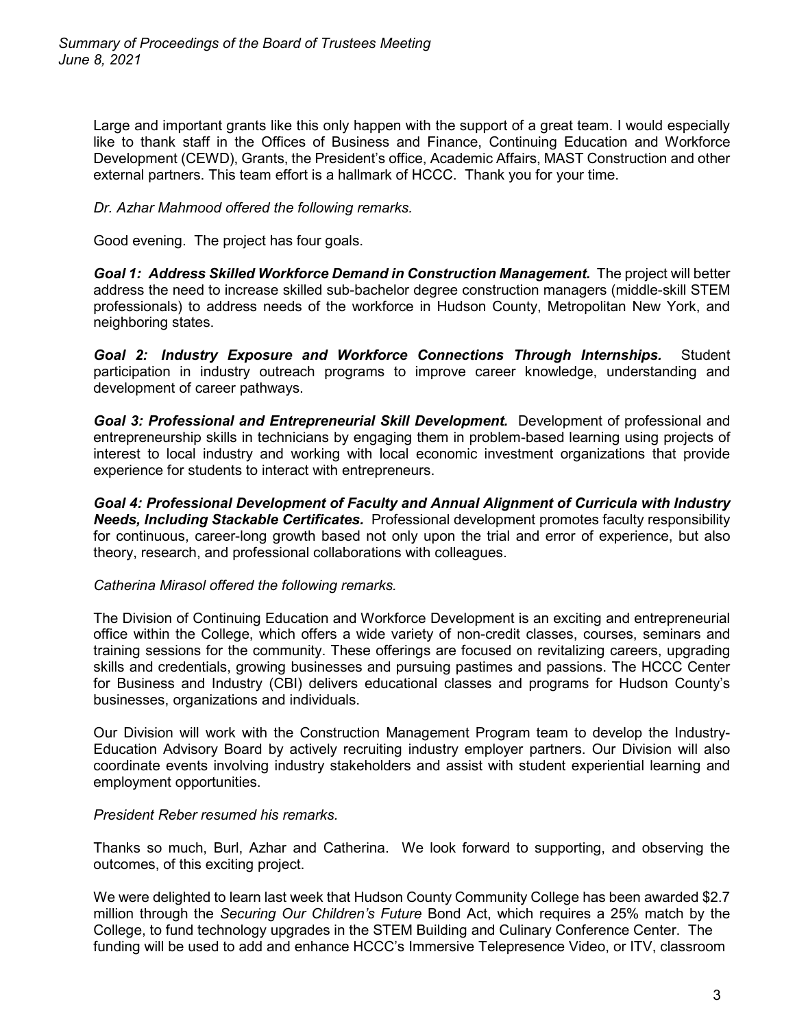Large and important grants like this only happen with the support of a great team. I would especially like to thank staff in the Offices of Business and Finance, Continuing Education and Workforce Development (CEWD), Grants, the President's office, Academic Affairs, MAST Construction and other external partners. This team effort is a hallmark of HCCC. Thank you for your time.

*Dr. Azhar Mahmood offered the following remarks.*

Good evening. The project has four goals.

***Goal 1: Address Skilled Workforce Demand in Construction Management.*** The project will better address the need to increase skilled sub-bachelor degree construction managers (middle-skill STEM professionals) to address needs of the workforce in Hudson County, Metropolitan New York, and neighboring states.

***Goal 2: Industry Exposure and Workforce Connections Through Internships.*** Student participation in industry outreach programs to improve career knowledge, understanding and development of career pathways.

***Goal 3: Professional and Entrepreneurial Skill Development.*** Development of professional and entrepreneurship skills in technicians by engaging them in problem-based learning using projects of interest to local industry and working with local economic investment organizations that provide experience for students to interact with entrepreneurs.

***Goal 4: Professional Development of Faculty and Annual Alignment of Curricula with Industry Needs, Including Stackable Certificates.*** Professional development promotes faculty responsibility for continuous, career-long growth based not only upon the trial and error of experience, but also theory, research, and professional collaborations with colleagues.

*Catherina Mirasol offered the following remarks.*

The Division of Continuing Education and Workforce Development is an exciting and entrepreneurial office within the College, which offers a wide variety of non-credit classes, courses, seminars and training sessions for the community. These offerings are focused on revitalizing careers, upgrading skills and credentials, growing businesses and pursuing pastimes and passions. The HCCC Center for Business and Industry (CBI) delivers educational classes and programs for Hudson County's businesses, organizations and individuals.

Our Division will work with the Construction Management Program team to develop the Industry-Education Advisory Board by actively recruiting industry employer partners. Our Division will also coordinate events involving industry stakeholders and assist with student experiential learning and employment opportunities.

*President Reber resumed his remarks.*

Thanks so much, Burl, Azhar and Catherina. We look forward to supporting, and observing the outcomes, of this exciting project.

We were delighted to learn last week that Hudson County Community College has been awarded $2.7 million through the *Securing Our Children's Future* Bond Act, which requires a 25% match by the College, to fund technology upgrades in the STEM Building and Culinary Conference Center. The funding will be used to add and enhance HCCC's Immersive Telepresence Video, or ITV, classroom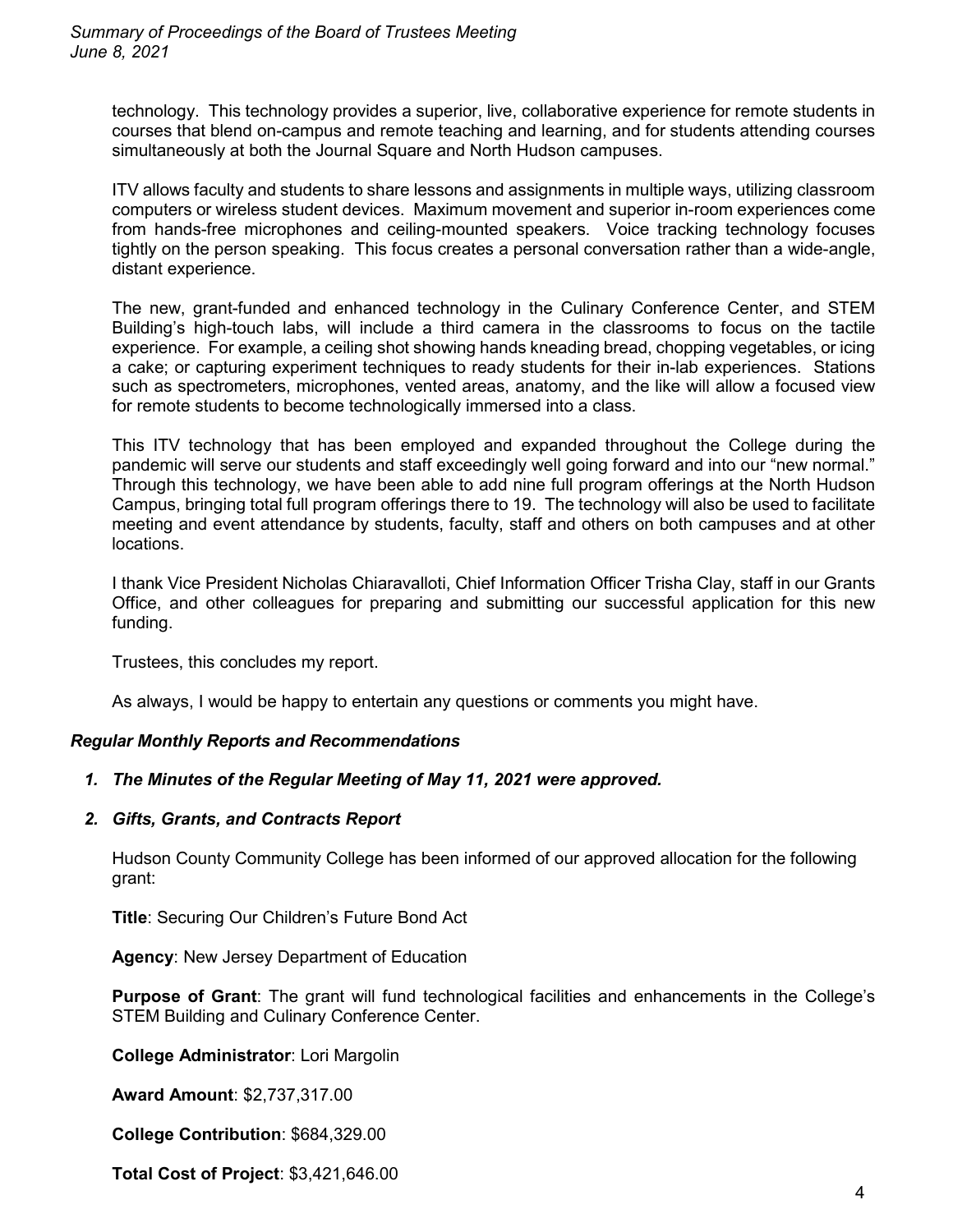technology. This technology provides a superior, live, collaborative experience for remote students in courses that blend on-campus and remote teaching and learning, and for students attending courses simultaneously at both the Journal Square and North Hudson campuses.

ITV allows faculty and students to share lessons and assignments in multiple ways, utilizing classroom computers or wireless student devices. Maximum movement and superior in-room experiences come from hands-free microphones and ceiling-mounted speakers. Voice tracking technology focuses tightly on the person speaking. This focus creates a personal conversation rather than a wide-angle, distant experience.

The new, grant-funded and enhanced technology in the Culinary Conference Center, and STEM Building's high-touch labs, will include a third camera in the classrooms to focus on the tactile experience. For example, a ceiling shot showing hands kneading bread, chopping vegetables, or icing a cake; or capturing experiment techniques to ready students for their in-lab experiences. Stations such as spectrometers, microphones, vented areas, anatomy, and the like will allow a focused view for remote students to become technologically immersed into a class.

This ITV technology that has been employed and expanded throughout the College during the pandemic will serve our students and staff exceedingly well going forward and into our "new normal." Through this technology, we have been able to add nine full program offerings at the North Hudson Campus, bringing total full program offerings there to 19. The technology will also be used to facilitate meeting and event attendance by students, faculty, staff and others on both campuses and at other locations.

I thank Vice President Nicholas Chiaravalloti, Chief Information Officer Trisha Clay, staff in our Grants Office, and other colleagues for preparing and submitting our successful application for this new funding.

Trustees, this concludes my report.

As always, I would be happy to entertain any questions or comments you might have.

### *Regular Monthly Reports and Recommendations*

1. ***The Minutes of the Regular Meeting of May 11, 2021 were approved.***

2. ***Gifts, Grants, and Contracts Report***

   Hudson County Community College has been informed of our approved allocation for the following grant:

   **Title**: Securing Our Children's Future Bond Act

   **Agency**: New Jersey Department of Education

   **Purpose of Grant**: The grant will fund technological facilities and enhancements in the College's STEM Building and Culinary Conference Center.

   **College Administrator**: Lori Margolin

   **Award Amount**: $2,737,317.00

   **College Contribution**: $684,329.00

   **Total Cost of Project**: $3,421,646.00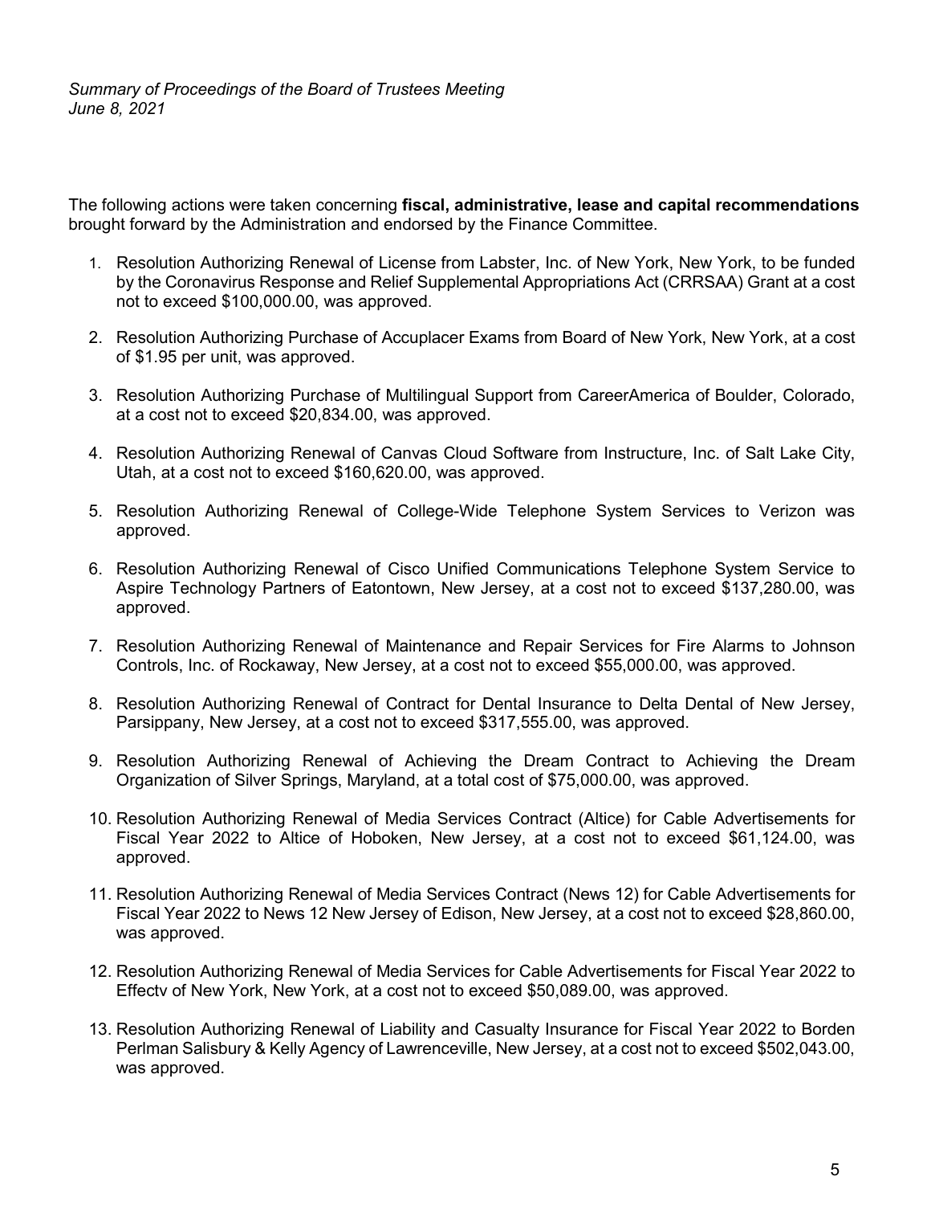The following actions were taken concerning **fiscal, administrative, lease and capital recommendations** brought forward by the Administration and endorsed by the Finance Committee.

1. Resolution Authorizing Renewal of License from Labster, Inc. of New York, New York, to be funded by the Coronavirus Response and Relief Supplemental Appropriations Act (CRRSAA) Grant at a cost not to exceed $100,000.00, was approved.

2. Resolution Authorizing Purchase of Accuplacer Exams from Board of New York, New York, at a cost of $1.95 per unit, was approved.

3. Resolution Authorizing Purchase of Multilingual Support from CareerAmerica of Boulder, Colorado, at a cost not to exceed $20,834.00, was approved.

4. Resolution Authorizing Renewal of Canvas Cloud Software from Instructure, Inc. of Salt Lake City, Utah, at a cost not to exceed $160,620.00, was approved.

5. Resolution Authorizing Renewal of College-Wide Telephone System Services to Verizon was approved.

6. Resolution Authorizing Renewal of Cisco Unified Communications Telephone System Service to Aspire Technology Partners of Eatontown, New Jersey, at a cost not to exceed $137,280.00, was approved.

7. Resolution Authorizing Renewal of Maintenance and Repair Services for Fire Alarms to Johnson Controls, Inc. of Rockaway, New Jersey, at a cost not to exceed $55,000.00, was approved.

8. Resolution Authorizing Renewal of Contract for Dental Insurance to Delta Dental of New Jersey, Parsippany, New Jersey, at a cost not to exceed $317,555.00, was approved.

9. Resolution Authorizing Renewal of Achieving the Dream Contract to Achieving the Dream Organization of Silver Springs, Maryland, at a total cost of $75,000.00, was approved.

10. Resolution Authorizing Renewal of Media Services Contract (Altice) for Cable Advertisements for Fiscal Year 2022 to Altice of Hoboken, New Jersey, at a cost not to exceed $61,124.00, was approved.

11. Resolution Authorizing Renewal of Media Services Contract (News 12) for Cable Advertisements for Fiscal Year 2022 to News 12 New Jersey of Edison, New Jersey, at a cost not to exceed $28,860.00, was approved.

12. Resolution Authorizing Renewal of Media Services for Cable Advertisements for Fiscal Year 2022 to Effectv of New York, New York, at a cost not to exceed $50,089.00, was approved.

13. Resolution Authorizing Renewal of Liability and Casualty Insurance for Fiscal Year 2022 to Borden Perlman Salisbury & Kelly Agency of Lawrenceville, New Jersey, at a cost not to exceed $502,043.00, was approved.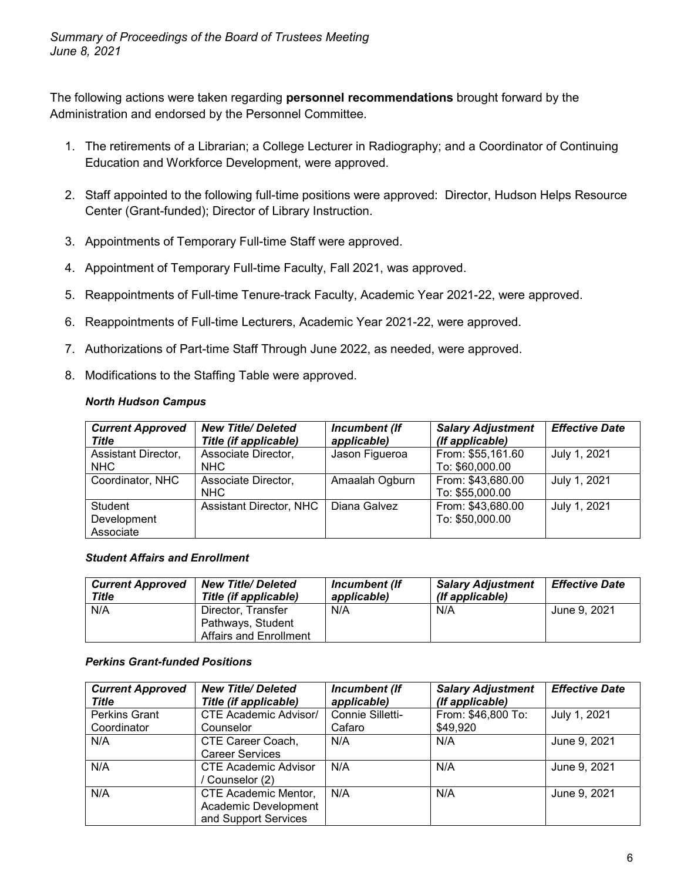*Summary of Proceedings of the Board of Trustees Meeting*
*June 8, 2021*

The following actions were taken regarding **personnel recommendations** brought forward by the Administration and endorsed by the Personnel Committee.

1. The retirements of a Librarian; a College Lecturer in Radiography; and a Coordinator of Continuing Education and Workforce Development, were approved.
2. Staff appointed to the following full-time positions were approved: Director, Hudson Helps Resource Center (Grant-funded); Director of Library Instruction.
3. Appointments of Temporary Full-time Staff were approved.
4. Appointment of Temporary Full-time Faculty, Fall 2021, was approved.
5. Reappointments of Full-time Tenure-track Faculty, Academic Year 2021-22, were approved.
6. Reappointments of Full-time Lecturers, Academic Year 2021-22, were approved.
7. Authorizations of Part-time Staff Through June 2022, as needed, were approved.
8. Modifications to the Staffing Table were approved.

***North Hudson Campus***

| *Current Approved Title* | *New Title/ Deleted Title (if applicable)* | *Incumbent (If applicable)* | *Salary Adjustment (If applicable)* | *Effective Date* |
|---|---|---|---|---|
| Assistant Director, NHC | Associate Director, NHC | Jason Figueroa | From: $55,161.60 To: $60,000.00 | July 1, 2021 |
| Coordinator, NHC | Associate Director, NHC | Amaalah Ogburn | From: $43,680.00 To: $55,000.00 | July 1, 2021 |
| Student Development Associate | Assistant Director, NHC | Diana Galvez | From: $43,680.00 To: $50,000.00 | July 1, 2021 |

***Student Affairs and Enrollment***

| *Current Approved Title* | *New Title/ Deleted Title (if applicable)* | *Incumbent (If applicable)* | *Salary Adjustment (If applicable)* | *Effective Date* |
|---|---|---|---|---|
| N/A | Director, Transfer Pathways, Student Affairs and Enrollment | N/A | N/A | June 9, 2021 |

***Perkins Grant-funded Positions***

| *Current Approved Title* | *New Title/ Deleted Title (if applicable)* | *Incumbent (If applicable)* | *Salary Adjustment (If applicable)* | *Effective Date* |
|---|---|---|---|---|
| Perkins Grant Coordinator | CTE Academic Advisor/ Counselor | Connie Silletti-Cafaro | From: $46,800 To: $49,920 | July 1, 2021 |
| N/A | CTE Career Coach, Career Services | N/A | N/A | June 9, 2021 |
| N/A | CTE Academic Advisor / Counselor (2) | N/A | N/A | June 9, 2021 |
| N/A | CTE Academic Mentor, Academic Development and Support Services | N/A | N/A | June 9, 2021 |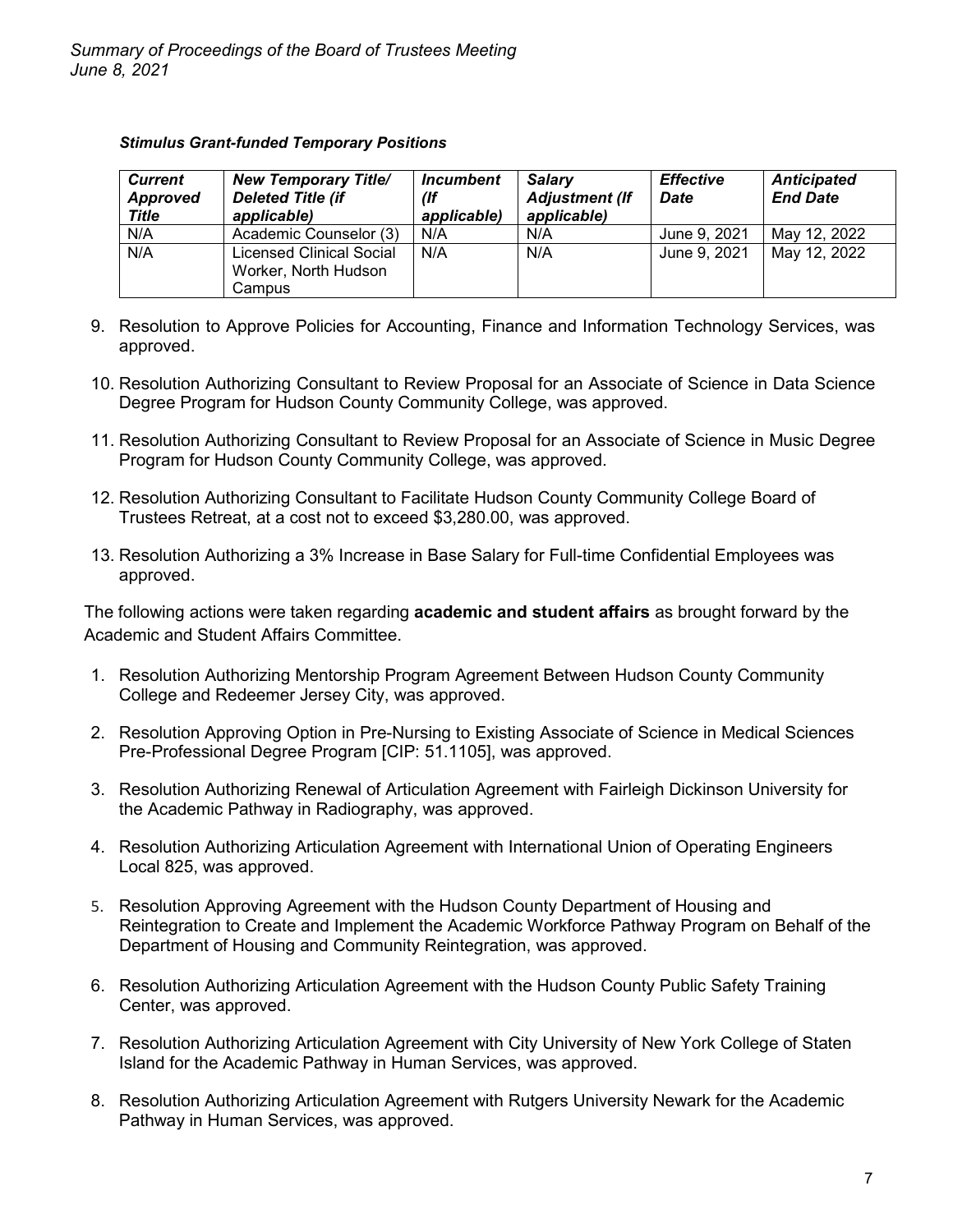***Stimulus Grant-funded Temporary Positions***

| *Current Approved Title* | *New Temporary Title/ Deleted Title (if applicable)* | *Incumbent (If applicable)* | *Salary Adjustment (If applicable)* | *Effective Date* | *Anticipated End Date* |
|---|---|---|---|---|---|
| N/A | Academic Counselor (3) | N/A | N/A | June 9, 2021 | May 12, 2022 |
| N/A | Licensed Clinical Social Worker, North Hudson Campus | N/A | N/A | June 9, 2021 | May 12, 2022 |

9. Resolution to Approve Policies for Accounting, Finance and Information Technology Services, was approved.

10. Resolution Authorizing Consultant to Review Proposal for an Associate of Science in Data Science Degree Program for Hudson County Community College, was approved.

11. Resolution Authorizing Consultant to Review Proposal for an Associate of Science in Music Degree Program for Hudson County Community College, was approved.

12. Resolution Authorizing Consultant to Facilitate Hudson County Community College Board of Trustees Retreat, at a cost not to exceed $3,280.00, was approved.

13. Resolution Authorizing a 3% Increase in Base Salary for Full-time Confidential Employees was approved.

The following actions were taken regarding **academic and student affairs** as brought forward by the Academic and Student Affairs Committee.

1. Resolution Authorizing Mentorship Program Agreement Between Hudson County Community College and Redeemer Jersey City, was approved.

2. Resolution Approving Option in Pre-Nursing to Existing Associate of Science in Medical Sciences Pre-Professional Degree Program [CIP: 51.1105], was approved.

3. Resolution Authorizing Renewal of Articulation Agreement with Fairleigh Dickinson University for the Academic Pathway in Radiography, was approved.

4. Resolution Authorizing Articulation Agreement with International Union of Operating Engineers Local 825, was approved.

5. Resolution Approving Agreement with the Hudson County Department of Housing and Reintegration to Create and Implement the Academic Workforce Pathway Program on Behalf of the Department of Housing and Community Reintegration, was approved.

6. Resolution Authorizing Articulation Agreement with the Hudson County Public Safety Training Center, was approved.

7. Resolution Authorizing Articulation Agreement with City University of New York College of Staten Island for the Academic Pathway in Human Services, was approved.

8. Resolution Authorizing Articulation Agreement with Rutgers University Newark for the Academic Pathway in Human Services, was approved.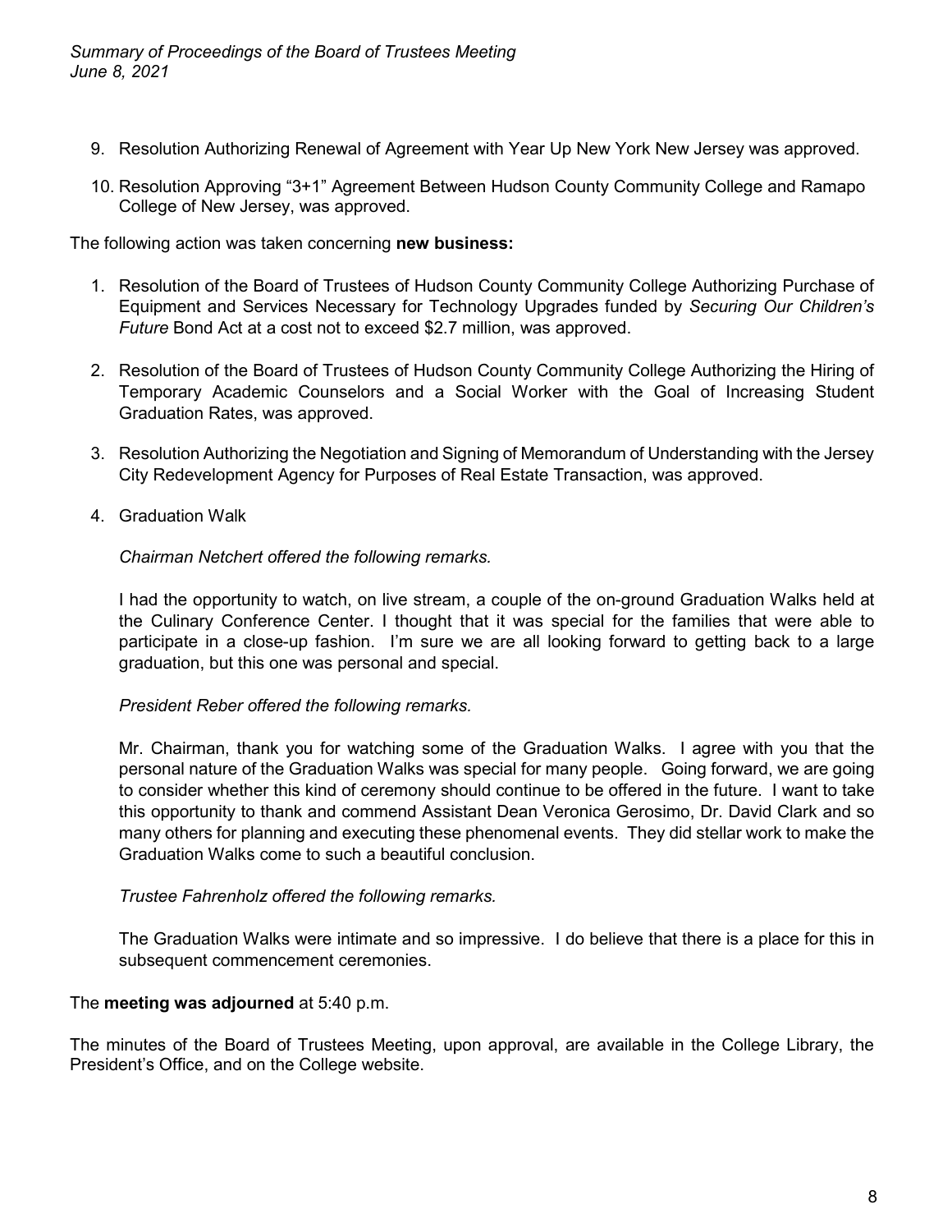9. Resolution Authorizing Renewal of Agreement with Year Up New York New Jersey was approved.

10. Resolution Approving "3+1" Agreement Between Hudson County Community College and Ramapo College of New Jersey, was approved.

The following action was taken concerning **new business:**

1. Resolution of the Board of Trustees of Hudson County Community College Authorizing Purchase of Equipment and Services Necessary for Technology Upgrades funded by *Securing Our Children's Future* Bond Act at a cost not to exceed $2.7 million, was approved.

2. Resolution of the Board of Trustees of Hudson County Community College Authorizing the Hiring of Temporary Academic Counselors and a Social Worker with the Goal of Increasing Student Graduation Rates, was approved.

3. Resolution Authorizing the Negotiation and Signing of Memorandum of Understanding with the Jersey City Redevelopment Agency for Purposes of Real Estate Transaction, was approved.

4. Graduation Walk

   *Chairman Netchert offered the following remarks.*

   I had the opportunity to watch, on live stream, a couple of the on-ground Graduation Walks held at the Culinary Conference Center. I thought that it was special for the families that were able to participate in a close-up fashion. I'm sure we are all looking forward to getting back to a large graduation, but this one was personal and special.

   *President Reber offered the following remarks.*

   Mr. Chairman, thank you for watching some of the Graduation Walks. I agree with you that the personal nature of the Graduation Walks was special for many people. Going forward, we are going to consider whether this kind of ceremony should continue to be offered in the future. I want to take this opportunity to thank and commend Assistant Dean Veronica Gerosimo, Dr. David Clark and so many others for planning and executing these phenomenal events. They did stellar work to make the Graduation Walks come to such a beautiful conclusion.

   *Trustee Fahrenholz offered the following remarks.*

   The Graduation Walks were intimate and so impressive. I do believe that there is a place for this in subsequent commencement ceremonies.

The **meeting was adjourned** at 5:40 p.m.

The minutes of the Board of Trustees Meeting, upon approval, are available in the College Library, the President's Office, and on the College website.